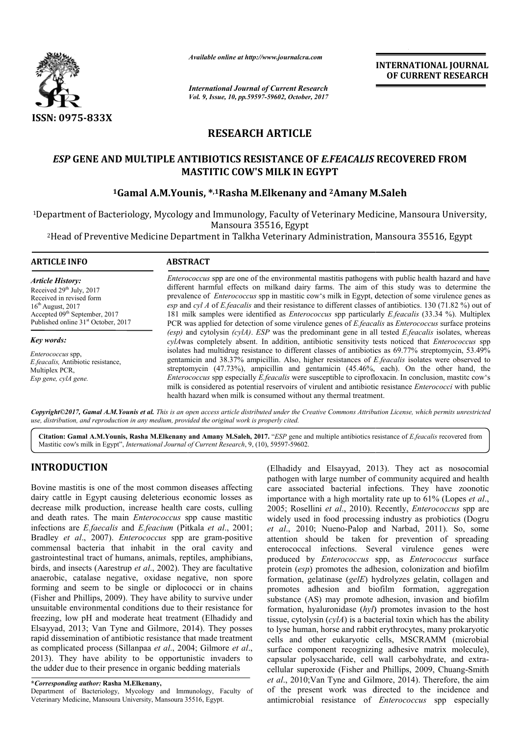*Available online at http://www.journalcra.com*

*International Journal of Current Research*
*Vol. 9, Issue, 10, pp.59597-59602, October, 2017*

**INTERNATIONAL JOURNAL OF CURRENT RESEARCH**

ISSN: 0975-833X

## RESEARCH ARTICLE

# *ESP* GENE AND MULTIPLE ANTIBIOTICS RESISTANCE OF *E.FEACALIS* RECOVERED FROM MASTITIC COW'S MILK IN EGYPT

**[1]Gamal A.M.Younis, *,[1]Rasha M.Elkenany and [2]Amany M.Saleh**

[1]Department of Bacteriology, Mycology and Immunology, Faculty of Veterinary Medicine, Mansoura University, Mansoura 35516, Egypt

[2]Head of Preventive Medicine Department in Talkha Veterinary Administration, Mansoura 35516, Egypt

**ARTICLE INFO**

*Article History:*
Received 29th July, 2017
Received in revised form 16th August, 2017
Accepted 09th September, 2017
Published online 31st October, 2017

*Key words:*
*Enterococcus* spp,
*E.feacalis,* Antibiotic resistance,
Multiplex PCR,
*Esp gene, cylA gene.*

**ABSTRACT**

*Enterococcus* spp are one of the environmental mastitis pathogens with public health hazard and have different harmful effects on milkand dairy farms. The aim of this study was to determine the prevalence of *Enterococcus* spp in mastitic cow's milk in Egypt, detection of some virulence genes as *esp* and *cyl A* of *E.feacalis* and their resistance to different classes of antibiotics. 130 (71.82 %) out of 181 milk samples were identified as *Enterococcus* spp particularly *E.feacalis* (33.34 %). Multiplex PCR was applied for detection of some virulence genes of *E.feacalis* as *Enterococcus* surface proteins *(esp)* and cytolysin *(cylA)*. *ESP* was the predominant gene in all tested *E.feacalis* isolates, whereas *cylA*was completely absent. In addition, antibiotic sensitivity tests noticed that *Enterococcus* spp isolates had multidrug resistance to different classes of antibiotics as 69.77% streptomycin, 53.49% gentamicin and 38.37% ampicillin. Also, higher resistances of *E.feacalis* isolates were observed to streptomycin (47.73%), ampicillin and gentamicin (45.46%, each). On the other hand, the *Enterococcus* spp especially *E.feacalis* were susceptible to ciprofloxacin. In conclusion, mastitc cow's milk is considered as potential reservoirs of virulent and antibiotic resistance *Enterococci* with public health hazard when milk is consumed without any thermal treatment.

*Copyright©2017, Gamal A.M.Younis et al. This is an open access article distributed under the Creative Commons Attribution License, which permits unrestricted use, distribution, and reproduction in any medium, provided the original work is properly cited.*

**Citation: Gamal A.M.Younis, Rasha M.Elkenany and Amany M.Saleh, 2017.** "*ESP* gene and multiple antibiotics resistance of *E.feacalis* recovered from Mastitic cow's milk in Egypt", *International Journal of Current Research*, 9, (10), 59597-59602.

## INTRODUCTION

Bovine mastitis is one of the most common diseases affecting dairy cattle in Egypt causing deleterious economic losses as decrease milk production, increase health care costs, culling and death rates. The main *Enterococcus* spp cause mastitic infections are *E.faecalis* and *E.feacium* (Pitkala *et al*., 2001; Bradley *et al*., 2007). *Enterococcus* spp are gram-positive commensal bacteria that inhabit in the oral cavity and gastrointestinal tract of humans, animals, reptiles, amphibians, birds, and insects (Aarestrup *et al*., 2002). They are facultative anaerobic, catalase negative, oxidase negative, non spore forming and seem to be single or diplococci or in chains (Fisher and Phillips, 2009). They have ability to survive under unsuitable environmental conditions due to their resistance for freezing, low pH and moderate heat treatment (Elhadidy and Elsayyad, 2013; Van Tyne and Gilmore, 2014). They posses rapid dissemination of antibiotic resistance that made treatment as complicated process (Sillanpaa *et al*., 2004; Gilmore *et al*., 2013). They have ability to be opportunistic invaders to the udder due to their presence in organic bedding materials (Elhadidy and Elsayyad, 2013). They act as nosocomial pathogen with large number of community acquired and health care associated bacterial infections. They have zoonotic importance with a high mortality rate up to 61% (Lopes *et al*., 2005; Rosellini *et al*., 2010). Recently, *Enterococcus* spp are widely used in food processing industry as probiotics (Dogru *et al*., 2010; Nueno-Palop and Narbad, 2011). So, some attention should be taken for prevention of spreading enterococcal infections. Several virulence genes were produced by *Enterococcus* spp, as *Enterococcus* surface protein (*esp*) promotes the adhesion, colonization and biofilm formation, gelatinase (*gelE*) hydrolyzes gelatin, collagen and promotes adhesion and biofilm formation, aggregation substance (AS) may promote adhesion, invasion and biofilm formation, hyaluronidase (*hyl*) promotes invasion to the host tissue, cytolysin (*cylA*) is a bacterial toxin which has the ability to lyse human, horse and rabbit erythrocytes, many prokaryotic cells and other eukaryotic cells, MSCRAMM (microbial surface component recognizing adhesive matrix molecule), capsular polysaccharide, cell wall carbohydrate, and extra-cellular superoxide (Fisher and Phillips, 2009, Chuang-Smith *et al*., 2010;Van Tyne and Gilmore, 2014). Therefore, the aim of the present work was directed to the incidence and antimicrobial resistance of *Enterococcus* spp especially

***Corresponding author:** Rasha M.Elkenany,
Department of Bacteriology, Mycology and Immunology, Faculty of Veterinary Medicine, Mansoura University, Mansoura 35516, Egypt.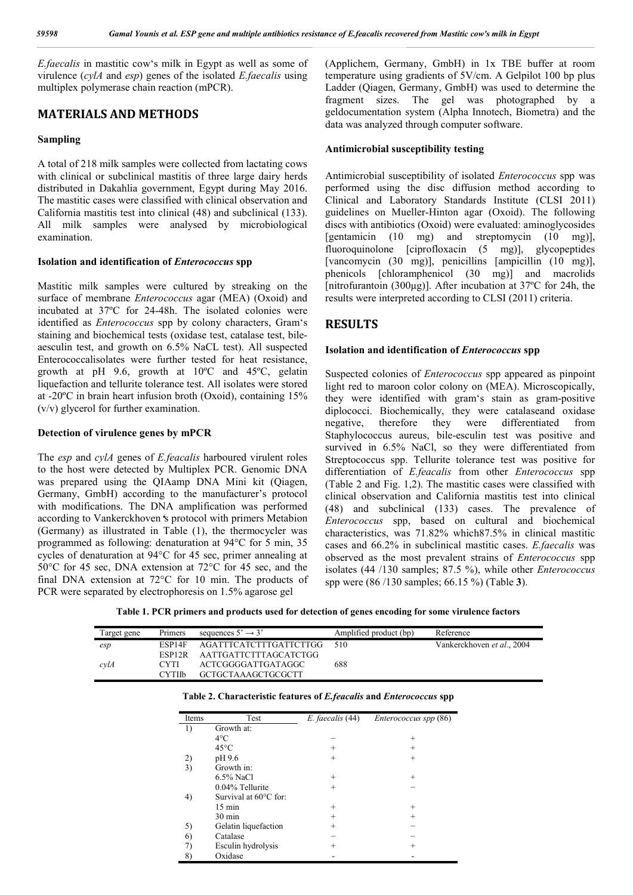*E.faecalis* in mastitic cow's milk in Egypt as well as some of virulence (*cylA* and *esp*) genes of the isolated *E.faecalis* using multiplex polymerase chain reaction (mPCR).

## MATERIALS AND METHODS

### Sampling

A total of 218 milk samples were collected from lactating cows with clinical or subclinical mastitis of three large dairy herds distributed in Dakahlia government, Egypt during May 2016. The mastitic cases were classified with clinical observation and California mastitis test into clinical (48) and subclinical (133). All milk samples were analysed by microbiological examination.

### Isolation and identification of *Enterococcus* spp

Mastitic milk samples were cultured by streaking on the surface of membrane *Enterococcus* agar (MEA) (Oxoid) and incubated at 37ºC for 24-48h. The isolated colonies were identified as *Enterococcus* spp by colony characters, Gram's staining and biochemical tests (oxidase test, catalase test, bile-aesculin test, and growth on 6.5% NaCL test). All suspected Enterococcalisolates were further tested for heat resistance, growth at pH 9.6, growth at 10ºC and 45ºC, gelatin liquefaction and tellurite tolerance test. All isolates were stored at -20ºC in brain heart infusion broth (Oxoid), containing 15% (v/v) glycerol for further examination.

### Detection of virulence genes by mPCR

The *esp* and *cylA* genes of *E.feacalis* harboured virulent roles to the host were detected by Multiplex PCR. Genomic DNA was prepared using the QIAamp DNA Mini kit (Qiagen, Germany, GmbH) according to the manufacturer's protocol with modifications. The DNA amplification was performed according to Vankerckhoven's protocol with primers Metabion (Germany) as illustrated in Table (1), the thermocycler was programmed as following: denaturation at 94°C for 5 min, 35 cycles of denaturation at 94°C for 45 sec, primer annealing at 50°C for 45 sec, DNA extension at 72°C for 45 sec, and the final DNA extension at 72°C for 10 min. The products of PCR were separated by electrophoresis on 1.5% agarose gel (Applichem, Germany, GmbH) in 1x TBE buffer at room temperature using gradients of 5V/cm. A Gelpilot 100 bp plus Ladder (Qiagen, Germany, GmbH) was used to determine the fragment sizes. The gel was photographed by a geldocumentation system (Alpha Innotech, Biometra) and the data was analyzed through computer software.

### Antimicrobial susceptibility testing

Antimicrobial susceptibility of isolated *Enterococcus* spp was performed using the disc diffusion method according to Clinical and Laboratory Standards Institute (CLSI 2011) guidelines on Mueller-Hinton agar (Oxoid). The following discs with antibiotics (Oxoid) were evaluated: aminoglycosides [gentamicin (10 mg) and streptomycin (10 mg)], fluoroquinolone [ciprofloxacin (5 mg)], glycopeptides [vancomycin (30 mg)], penicillins [ampicillin (10 mg)], phenicols [chloramphenicol (30 mg)] and macrolids [nitrofurantoin (300μg)]. After incubation at 37ºC for 24h, the results were interpreted according to CLSI (2011) criteria.

## RESULTS

### Isolation and identification of *Enterococcus* spp

Suspected colonies of *Enterococcus* spp appeared as pinpoint light red to maroon color colony on (MEA). Microscopically, they were identified with gram's stain as gram-positive diplococci. Biochemically, they were catalaseand oxidase negative, therefore they were differentiated from Staphylococcus aureus, bile-esculin test was positive and survived in 6.5% NaCl, so they were differentiated from Streptococcus spp. Tellurite tolerance test was positive for differentiation of *E.feacalis* from other *Enterococcus* spp (Table 2 and Fig. 1,2). The mastitic cases were classified with clinical observation and California mastitis test into clinical (48) and subclinical (133) cases. The prevalence of *Enterococcus* spp, based on cultural and biochemical characteristics, was 71.82% which87.5% in clinical mastitic cases and 66.2% in subclinical mastitic cases. *E.faecalis* was observed as the most prevalent strains of *Enterococcus* spp isolates (44 /130 samples; 87.5 %), while other *Enterococcus* spp were (86 /130 samples; 66.15 %) (Table **3**).

**Table 1. PCR primers and products used for detection of genes encoding for some virulence factors**

| Target gene | Primers | sequences 5' → 3' | Amplified product (bp) | Reference |
|---|---|---|---|---|
| *esp* | ESP14F | AGATTTCATCTTTGATTCTTGG | 510 | Vankerckhoven *et al*., 2004 |
| | ESP12R | AATTGATTCTTTAGCATCTGG | | |
| *cylA* | CYTI | ACTCGGGGATTGATAGGC | 688 | |
| | CYTIIb | GCTGCTAAAGCTGCGCTT | | |

**Table 2. Characteristic features of *E.feacalis* and *Enterococcus* spp**

| Items | Test | *E. faecalis* (44) | *Enterococcus spp* (86) |
|---|---|---|---|
| 1) | Growth at: | | |
| | 4°C | − | + |
| | 45°C | + | + |
| 2) | pH 9.6 | + | + |
| 3) | Growth in: | | |
| | 6.5% NaCl | + | + |
| | 0.04% Tellurite | + | − |
| 4) | Survival at 60°C for: | | |
| | 15 min | + | + |
| | 30 min | + | + |
| 5) | Gelatin liquefaction | + | − |
| 6) | Catalase | − | − |
| 7) | Esculin hydrolysis | + | + |
| 8) | Oxidase | - | - |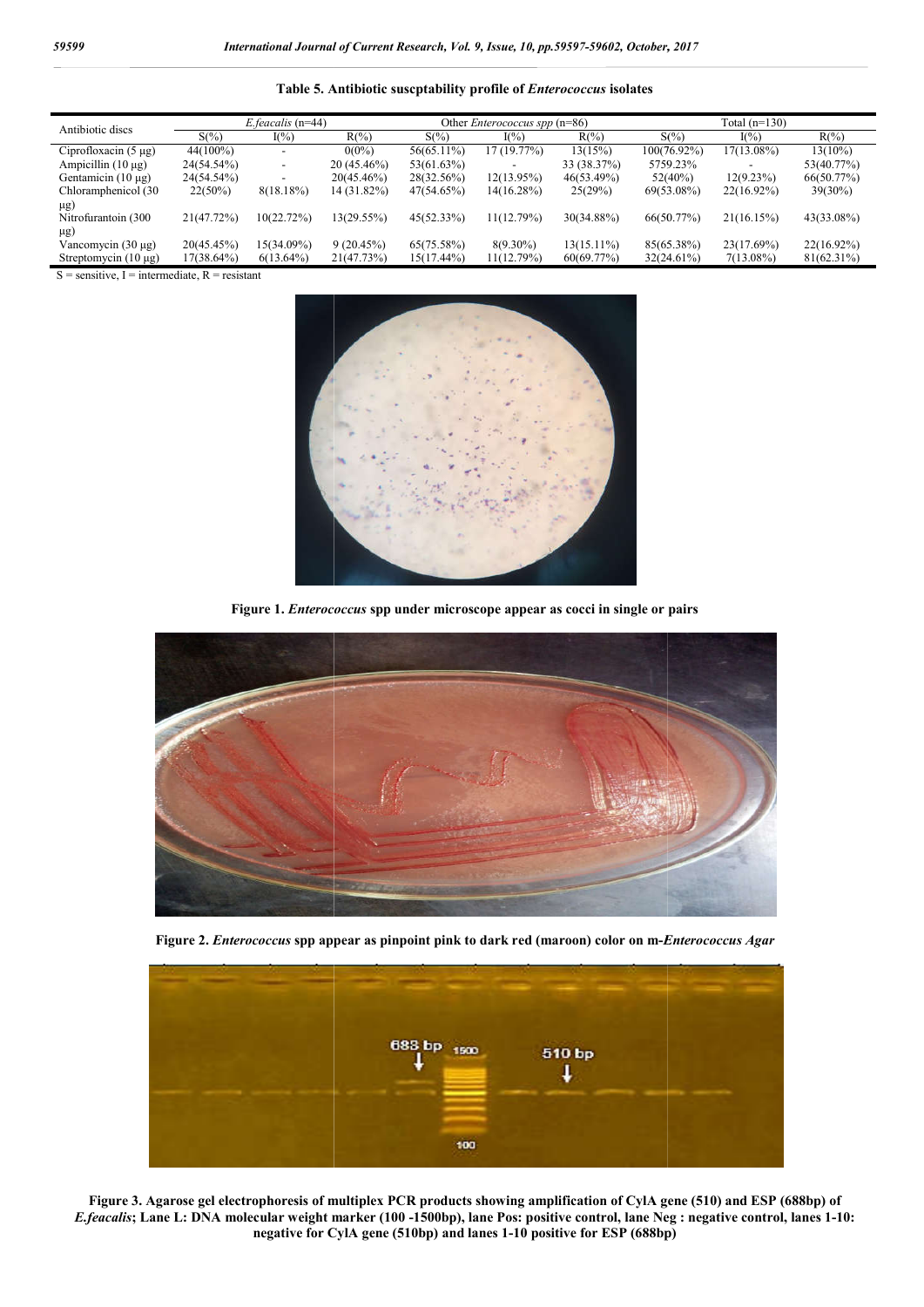**Table 5. Antibiotic suscptability profile of *Enterococcus* isolates**

| Antibiotic discs | *E.feacalis* (n=44) | | | Other *Enterococcus spp* (n=86) | | | Total (n=130) | | |
|---|---|---|---|---|---|---|---|---|---|
| | S(%) | I(%) | R(%) | S(%) | I(%) | R(%) | S(%) | I(%) | R(%) |
| Ciprofloxacin (5 µg) | 44(100%) | - | 0(0%) | 56(65.11%) | 17 (19.77%) | 13(15%) | 100(76.92%) | 17(13.08%) | 13(10%) |
| Ampicillin (10 µg) | 24(54.54%) | - | 20 (45.46%) | 53(61.63%) | - | 33 (38.37%) | 5759.23% | - | 53(40.77%) |
| Gentamicin (10 µg) | 24(54.54%) | - | 20(45.46%) | 28(32.56%) | 12(13.95%) | 46(53.49%) | 52(40%) | 12(9.23%) | 66(50.77%) |
| Chloramphenicol (30 µg) | 22(50%) | 8(18.18%) | 14 (31.82%) | 47(54.65%) | 14(16.28%) | 25(29%) | 69(53.08%) | 22(16.92%) | 39(30%) |
| Nitrofurantoin (300 µg) | 21(47.72%) | 10(22.72%) | 13(29.55%) | 45(52.33%) | 11(12.79%) | 30(34.88%) | 66(50.77%) | 21(16.15%) | 43(33.08%) |
| Vancomycin (30 µg) | 20(45.45%) | 15(34.09%) | 9 (20.45%) | 65(75.58%) | 8(9.30%) | 13(15.11%) | 85(65.38%) | 23(17.69%) | 22(16.92%) |
| Streptomycin (10 µg) | 17(38.64%) | 6(13.64%) | 21(47.73%) | 15(17.44%) | 11(12.79%) | 60(69.77%) | 32(24.61%) | 7(13.08%) | 81(62.31%) |

S = sensitive, I = intermediate, R = resistant

**Figure 1. *Enterococcus* spp under microscope appear as cocci in single or pairs**

**Figure 2. *Enterococcus* spp appear as pinpoint pink to dark red (maroon) color on m-*Enterococcus Agar***

**Figure 3. Agarose gel electrophoresis of multiplex PCR products showing amplification of CylA gene (510) and ESP (688bp) of *E.feacalis*; Lane L: DNA molecular weight marker (100 -1500bp), lane Pos: positive control, lane Neg : negative control, lanes 1-10: negative for CylA gene (510bp) and lanes 1-10 positive for ESP (688bp)**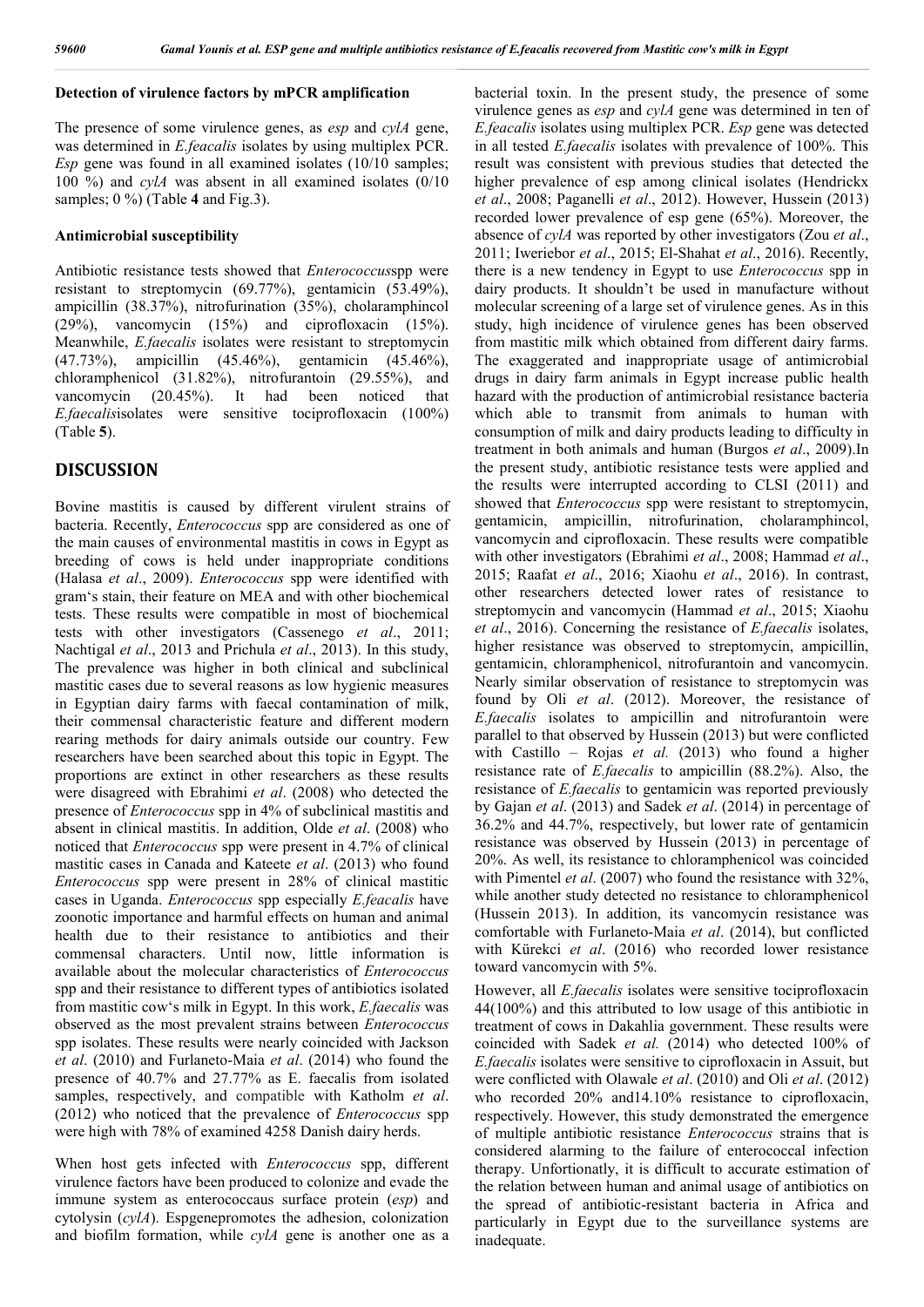### Detection of virulence factors by mPCR amplification

The presence of some virulence genes, as *esp* and *cylA* gene, was determined in *E.feacalis* isolates by using multiplex PCR. *Esp* gene was found in all examined isolates (10/10 samples; 100 %) and *cylA* was absent in all examined isolates (0/10 samples; 0 %) (Table **4** and Fig.3).

### Antimicrobial susceptibility

Antibiotic resistance tests showed that *Enterococcus*spp were resistant to streptomycin (69.77%), gentamicin (53.49%), ampicillin (38.37%), nitrofurination (35%), cholaramphincol (29%), vancomycin (15%) and ciprofloxacin (15%). Meanwhile, *E.faecalis* isolates were resistant to streptomycin (47.73%), ampicillin (45.46%), gentamicin (45.46%), chloramphenicol (31.82%), nitrofurantoin (29.55%), and vancomycin (20.45%). It had been noticed that *E.faecalis*isolates were sensitive tociprofloxacin (100%) (Table **5**).

## DISCUSSION

Bovine mastitis is caused by different virulent strains of bacteria. Recently, *Enterococcus* spp are considered as one of the main causes of environmental mastitis in cows in Egypt as breeding of cows is held under inappropriate conditions (Halasa *et al*., 2009). *Enterococcus* spp were identified with gram's stain, their feature on MEA and with other biochemical tests. These results were compatible in most of biochemical tests with other investigators (Cassenego *et al*., 2011; Nachtigal *et al*., 2013 and Prichula *et al*., 2013). In this study, The prevalence was higher in both clinical and subclinical mastitic cases due to several reasons as low hygienic measures in Egyptian dairy farms with faecal contamination of milk, their commensal characteristic feature and different modern rearing methods for dairy animals outside our country. Few researchers have been searched about this topic in Egypt. The proportions are extinct in other researchers as these results were disagreed with Ebrahimi *et al*. (2008) who detected the presence of *Enterococcus* spp in 4% of subclinical mastitis and absent in clinical mastitis. In addition, Olde *et al*. (2008) who noticed that *Enterococcus* spp were present in 4.7% of clinical mastitic cases in Canada and Kateete *et al*. (2013) who found *Enterococcus* spp were present in 28% of clinical mastitic cases in Uganda. *Enterococcus* spp especially *E.feacalis* have zoonotic importance and harmful effects on human and animal health due to their resistance to antibiotics and their commensal characters. Until now, little information is available about the molecular characteristics of *Enterococcus* spp and their resistance to different types of antibiotics isolated from mastitic cow's milk in Egypt. In this work, *E.faecalis* was observed as the most prevalent strains between *Enterococcus* spp isolates. These results were nearly coincided with Jackson *et al*. (2010) and Furlaneto-Maia *et al*. (2014) who found the presence of 40.7% and 27.77% as E. faecalis from isolated samples, respectively, and compatible with Katholm *et al*. (2012) who noticed that the prevalence of *Enterococcus* spp were high with 78% of examined 4258 Danish dairy herds.

When host gets infected with *Enterococcus* spp, different virulence factors have been produced to colonize and evade the immune system as enterococcaus surface protein (*esp*) and cytolysin (*cylA*). Espgenepromotes the adhesion, colonization and biofilm formation, while *cylA* gene is another one as a bacterial toxin. In the present study, the presence of some virulence genes as *esp* and *cylA* gene was determined in ten of *E.feacalis* isolates using multiplex PCR. *Esp* gene was detected in all tested *E.faecalis* isolates with prevalence of 100%. This result was consistent with previous studies that detected the higher prevalence of esp among clinical isolates (Hendrickx *et al*., 2008; Paganelli *et al*., 2012). However, Hussein (2013) recorded lower prevalence of esp gene (65%). Moreover, the absence of *cylA* was reported by other investigators (Zou *et al*., 2011; Iweriebor *et al*., 2015; El-Shahat *et al*., 2016). Recently, there is a new tendency in Egypt to use *Enterococcus* spp in dairy products. It shouldn't be used in manufacture without molecular screening of a large set of virulence genes. As in this study, high incidence of virulence genes has been observed from mastitic milk which obtained from different dairy farms. The exaggerated and inappropriate usage of antimicrobial drugs in dairy farm animals in Egypt increase public health hazard with the production of antimicrobial resistance bacteria which able to transmit from animals to human with consumption of milk and dairy products leading to difficulty in treatment in both animals and human (Burgos *et al*., 2009).In the present study, antibiotic resistance tests were applied and the results were interrupted according to CLSI (2011) and showed that *Enterococcus* spp were resistant to streptomycin, gentamicin, ampicillin, nitrofurination, cholaramphincol, vancomycin and ciprofloxacin. These results were compatible with other investigators (Ebrahimi *et al*., 2008; Hammad *et al*., 2015; Raafat *et al*., 2016; Xiaohu *et al*., 2016). In contrast, other researchers detected lower rates of resistance to streptomycin and vancomycin (Hammad *et al*., 2015; Xiaohu *et al*., 2016). Concerning the resistance of *E.faecalis* isolates, higher resistance was observed to streptomycin, ampicillin, gentamicin, chloramphenicol, nitrofurantoin and vancomycin. Nearly similar observation of resistance to streptomycin was found by Oli *et al*. (2012). Moreover, the resistance of *E.faecalis* isolates to ampicillin and nitrofurantoin were parallel to that observed by Hussein (2013) but were conflicted with Castillo – Rojas *et al.* (2013) who found a higher resistance rate of *E.faecalis* to ampicillin (88.2%). Also, the resistance of *E.faecalis* to gentamicin was reported previously by Gajan *et al*. (2013) and Sadek *et al*. (2014) in percentage of 36.2% and 44.7%, respectively, but lower rate of gentamicin resistance was observed by Hussein (2013) in percentage of 20%. As well, its resistance to chloramphenicol was coincided with Pimentel *et al*. (2007) who found the resistance with 32%, while another study detected no resistance to chloramphenicol (Hussein 2013). In addition, its vancomycin resistance was comfortable with Furlaneto-Maia *et al*. (2014), but conflicted with Kürekci *et al*. (2016) who recorded lower resistance toward vancomycin with 5%.

However, all *E.faecalis* isolates were sensitive tociprofloxacin 44(100%) and this attributed to low usage of this antibiotic in treatment of cows in Dakahlia government. These results were coincided with Sadek *et al.* (2014) who detected 100% of *E.faecalis* isolates were sensitive to ciprofloxacin in Assuit, but were conflicted with Olawale *et al*. (2010) and Oli *et al*. (2012) who recorded 20% and14.10% resistance to ciprofloxacin, respectively. However, this study demonstrated the emergence of multiple antibiotic resistance *Enterococcus* strains that is considered alarming to the failure of enterococcal infection therapy. Unfortionatly, it is difficult to accurate estimation of the relation between human and animal usage of antibiotics on the spread of antibiotic-resistant bacteria in Africa and particularly in Egypt due to the surveillance systems are inadequate.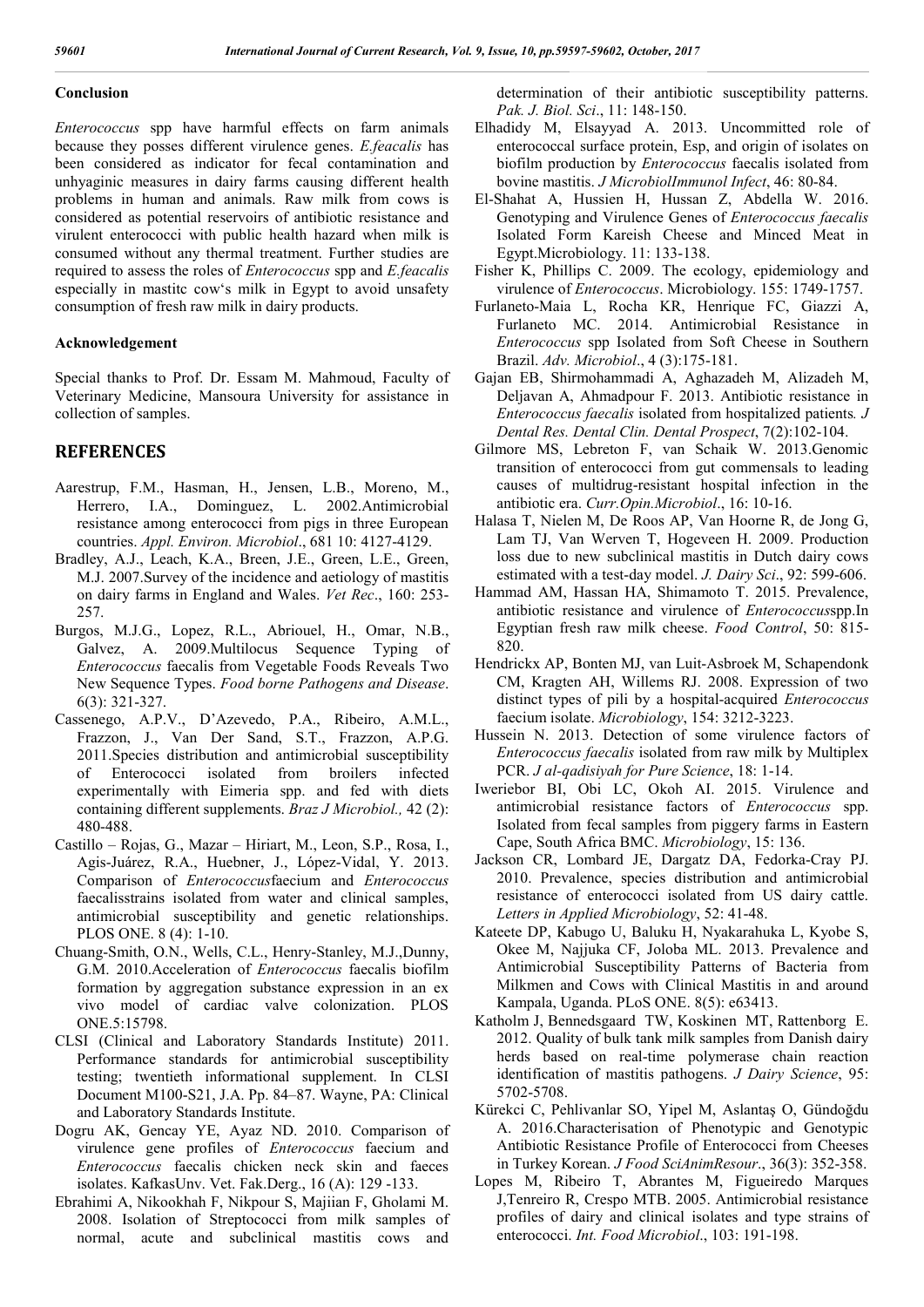## Conclusion

*Enterococcus* spp have harmful effects on farm animals because they posses different virulence genes. *E.feacalis* has been considered as indicator for fecal contamination and unhyaginic measures in dairy farms causing different health problems in human and animals. Raw milk from cows is considered as potential reservoirs of antibiotic resistance and virulent enterococci with public health hazard when milk is consumed without any thermal treatment. Further studies are required to assess the roles of *Enterococcus* spp and *E.feacalis* especially in mastitc cow's milk in Egypt to avoid unsafety consumption of fresh raw milk in dairy products.

## Acknowledgement

Special thanks to Prof. Dr. Essam M. Mahmoud, Faculty of Veterinary Medicine, Mansoura University for assistance in collection of samples.

## REFERENCES

Aarestrup, F.M., Hasman, H., Jensen, L.B., Moreno, M., Herrero, I.A., Dominguez, L. 2002.Antimicrobial resistance among enterococci from pigs in three European countries. *Appl. Environ. Microbiol*., 681 10: 4127-4129.

Bradley, A.J., Leach, K.A., Breen, J.E., Green, L.E., Green, M.J. 2007.Survey of the incidence and aetiology of mastitis on dairy farms in England and Wales. *Vet Rec*., 160: 253-257.

Burgos, M.J.G., Lopez, R.L., Abriouel, H., Omar, N.B., Galvez, A. 2009.Multilocus Sequence Typing of *Enterococcus* faecalis from Vegetable Foods Reveals Two New Sequence Types. *Food borne Pathogens and Disease*. 6(3): 321-327.

Cassenego, A.P.V., D'Azevedo, P.A., Ribeiro, A.M.L., Frazzon, J., Van Der Sand, S.T., Frazzon, A.P.G. 2011.Species distribution and antimicrobial susceptibility of Enterococci isolated from broilers infected experimentally with Eimeria spp. and fed with diets containing different supplements. *Braz J Microbiol.,* 42 (2): 480-488.

Castillo – Rojas, G., Mazar – Hiriart, M., Leon, S.P., Rosa, I., Agis-Juárez, R.A., Huebner, J., López-Vidal, Y. 2013. Comparison of *Enterococcus*faecium and *Enterococcus* faecalisstrains isolated from water and clinical samples, antimicrobial susceptibility and genetic relationships. PLOS ONE. 8 (4): 1-10.

Chuang-Smith, O.N., Wells, C.L., Henry-Stanley, M.J.,Dunny, G.M. 2010.Acceleration of *Enterococcus* faecalis biofilm formation by aggregation substance expression in an ex vivo model of cardiac valve colonization. PLOS ONE.5:15798.

CLSI (Clinical and Laboratory Standards Institute) 2011. Performance standards for antimicrobial susceptibility testing; twentieth informational supplement. In CLSI Document M100-S21, J.A. Pp. 84–87. Wayne, PA: Clinical and Laboratory Standards Institute.

Dogru AK, Gencay YE, Ayaz ND. 2010. Comparison of virulence gene profiles of *Enterococcus* faecium and *Enterococcus* faecalis chicken neck skin and faeces isolates. KafkasUnv. Vet. Fak.Derg., 16 (A): 129 -133.

Ebrahimi A, Nikookhah F, Nikpour S, Majiian F, Gholami M. 2008. Isolation of Streptococci from milk samples of normal, acute and subclinical mastitis cows and determination of their antibiotic susceptibility patterns. *Pak. J. Biol. Sci*., 11: 148-150.

Elhadidy M, Elsayyad A. 2013. Uncommitted role of enterococcal surface protein, Esp, and origin of isolates on biofilm production by *Enterococcus* faecalis isolated from bovine mastitis. *J MicrobiolImmunol Infect*, 46: 80-84.

El-Shahat A, Hussien H, Hussan Z, Abdella W. 2016. Genotyping and Virulence Genes of *Enterococcus faecalis* Isolated Form Kareish Cheese and Minced Meat in Egypt.Microbiology. 11: 133-138.

Fisher K, Phillips C. 2009. The ecology, epidemiology and virulence of *Enterococcus*. Microbiology. 155: 1749-1757.

Furlaneto-Maia L, Rocha KR, Henrique FC, Giazzi A, Furlaneto MC. 2014. Antimicrobial Resistance in *Enterococcus* spp Isolated from Soft Cheese in Southern Brazil. *Adv. Microbiol*., 4 (3):175-181.

Gajan EB, Shirmohammadi A, Aghazadeh M, Alizadeh M, Deljavan A, Ahmadpour F. 2013. Antibiotic resistance in *Enterococcus faecalis* isolated from hospitalized patients*. J Dental Res. Dental Clin. Dental Prospect*, 7(2):102-104.

Gilmore MS, Lebreton F, van Schaik W. 2013.Genomic transition of enterococci from gut commensals to leading causes of multidrug-resistant hospital infection in the antibiotic era. *Curr.Opin.Microbiol*., 16: 10-16.

Halasa T, Nielen M, De Roos AP, Van Hoorne R, de Jong G, Lam TJ, Van Werven T, Hogeveen H. 2009. Production loss due to new subclinical mastitis in Dutch dairy cows estimated with a test-day model. *J. Dairy Sci*., 92: 599-606.

Hammad AM, Hassan HA, Shimamoto T. 2015. Prevalence, antibiotic resistance and virulence of *Enterococcus*spp.In Egyptian fresh raw milk cheese. *Food Control*, 50: 815-820.

Hendrickx AP, Bonten MJ, van Luit-Asbroek M, Schapendonk CM, Kragten AH, Willems RJ. 2008. Expression of two distinct types of pili by a hospital-acquired *Enterococcus* faecium isolate. *Microbiology*, 154: 3212-3223.

Hussein N. 2013. Detection of some virulence factors of *Enterococcus faecalis* isolated from raw milk by Multiplex PCR. *J al-qadisiyah for Pure Science*, 18: 1-14.

Iweriebor BI, Obi LC, Okoh AI. 2015. Virulence and antimicrobial resistance factors of *Enterococcus* spp. Isolated from fecal samples from piggery farms in Eastern Cape, South Africa BMC. *Microbiology*, 15: 136.

Jackson CR, Lombard JE, Dargatz DA, Fedorka-Cray PJ. 2010. Prevalence, species distribution and antimicrobial resistance of enterococci isolated from US dairy cattle. *Letters in Applied Microbiology*, 52: 41-48.

Kateete DP, Kabugo U, Baluku H, Nyakarahuka L, Kyobe S, Okee M, Najjuka CF, Joloba ML. 2013. Prevalence and Antimicrobial Susceptibility Patterns of Bacteria from Milkmen and Cows with Clinical Mastitis in and around Kampala, Uganda. PLoS ONE. 8(5): e63413.

Katholm J, Bennedsgaard TW, Koskinen MT, Rattenborg E. 2012. Quality of bulk tank milk samples from Danish dairy herds based on real-time polymerase chain reaction identification of mastitis pathogens. *J Dairy Science*, 95: 5702-5708.

Kürekci C, Pehlivanlar SO, Yipel M, Aslantaş O, Gündoğdu A. 2016.Characterisation of Phenotypic and Genotypic Antibiotic Resistance Profile of Enterococci from Cheeses in Turkey Korean. *J Food SciAnimResour*., 36(3): 352-358.

Lopes M, Ribeiro T, Abrantes M, Figueiredo Marques J,Tenreiro R, Crespo MTB. 2005. Antimicrobial resistance profiles of dairy and clinical isolates and type strains of enterococci. *Int. Food Microbiol*., 103: 191-198.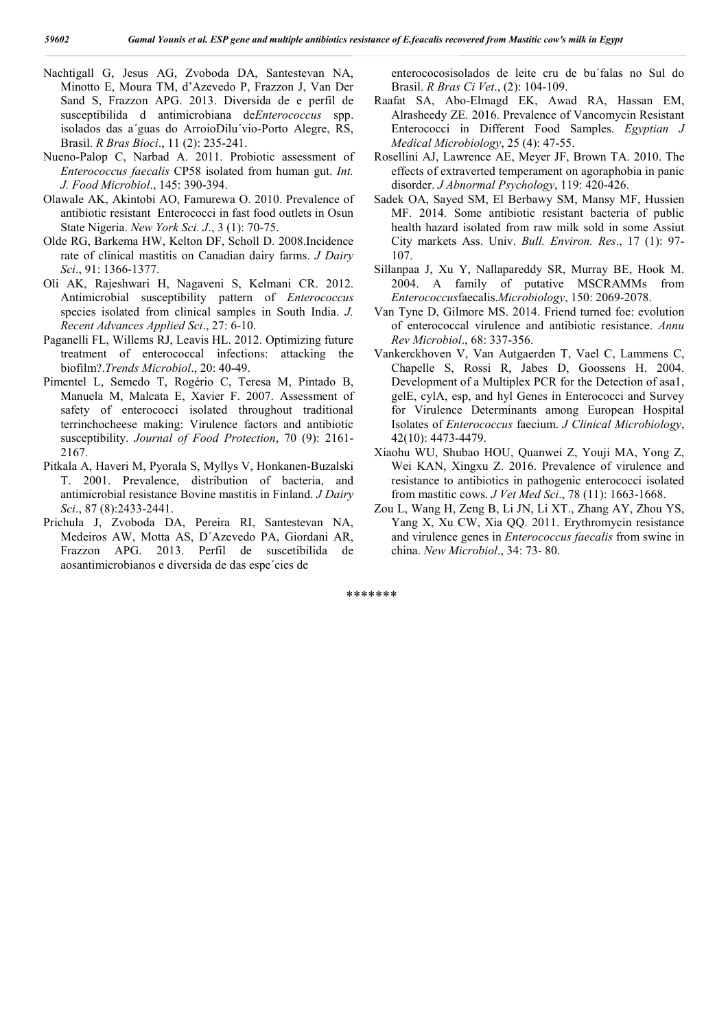Nachtigall G, Jesus AG, Zvoboda DA, Santestevan NA, Minotto E, Moura TM, d'Azevedo P, Frazzon J, Van Der Sand S, Frazzon APG. 2013. Diversida de e perfil de susceptibilida d antimicrobiana de*Enterococcus* spp. isolados das a´guas do ArroioDilu´vio-Porto Alegre, RS, Brasil. *R Bras Bioci*., 11 (2): 235-241.

Nueno-Palop C, Narbad A. 2011. Probiotic assessment of *Enterococcus faecalis* CP58 isolated from human gut. *Int. J. Food Microbiol*., 145: 390-394.

Olawale AK, Akintobi AO, Famurewa O. 2010. Prevalence of antibiotic resistant Enterococci in fast food outlets in Osun State Nigeria. *New York Sci. J*., 3 (1): 70-75.

Olde RG, Barkema HW, Kelton DF, Scholl D. 2008.Incidence rate of clinical mastitis on Canadian dairy farms. *J Dairy Sci*., 91: 1366-1377.

Oli AK, Rajeshwari H, Nagaveni S, Kelmani CR. 2012. Antimicrobial susceptibility pattern of *Enterococcus* species isolated from clinical samples in South India. *J. Recent Advances Applied Sci*., 27: 6-10.

Paganelli FL, Willems RJ, Leavis HL. 2012. Optimizing future treatment of enterococcal infections: attacking the biofilm?.*Trends Microbiol*., 20: 40-49.

Pimentel L, Semedo T, Rogério C, Teresa M, Pintado B, Manuela M, Malcata E, Xavier F. 2007. Assessment of safety of enterococci isolated throughout traditional terrinchocheese making: Virulence factors and antibiotic susceptibility. *Journal of Food Protection*, 70 (9): 2161-2167.

Pitkala A, Haveri M, Pyorala S, Myllys V, Honkanen-Buzalski T. 2001. Prevalence, distribution of bacteria, and antimicrobial resistance Bovine mastitis in Finland. *J Dairy Sci*., 87 (8):2433-2441.

Prichula J, Zvoboda DA, Pereira RI, Santestevan NA, Medeiros AW, Motta AS, D´Azevedo PA, Giordani AR, Frazzon APG. 2013. Perfil de suscetibilida de aosantimicrobianos e diversida de das espe´cies de enterococosisolados de leite cru de bu´falas no Sul do Brasil. *R Bras Ci Vet*., (2): 104-109.

Raafat SA, Abo-Elmagd EK, Awad RA, Hassan EM, Alrasheedy ZE. 2016. Prevalence of Vancomycin Resistant Enterococci in Different Food Samples. *Egyptian J Medical Microbiology*, 25 (4): 47-55.

Rosellini AJ, Lawrence AE, Meyer JF, Brown TA. 2010. The effects of extraverted temperament on agoraphobia in panic disorder. *J Abnormal Psychology*, 119: 420-426.

Sadek OA, Sayed SM, El Berbawy SM, Mansy MF, Hussien MF. 2014. Some antibiotic resistant bacteria of public health hazard isolated from raw milk sold in some Assiut City markets Ass. Univ. *Bull. Environ. Res*., 17 (1): 97-107.

Sillanpaa J, Xu Y, Nallapareddy SR, Murray BE, Hook M. 2004. A family of putative MSCRAMMs from *Enterococcus*faecalis.*Microbiology*, 150: 2069-2078.

Van Tyne D, Gilmore MS. 2014. Friend turned foe: evolution of enterococcal virulence and antibiotic resistance. *Annu Rev Microbiol*., 68: 337-356.

Vankerckhoven V, Van Autgaerden T, Vael C, Lammens C, Chapelle S, Rossi R, Jabes D, Goossens H. 2004. Development of a Multiplex PCR for the Detection of asa1, gelE, cylA, esp, and hyl Genes in Enterococci and Survey for Virulence Determinants among European Hospital Isolates of *Enterococcus* faecium. *J Clinical Microbiology*, 42(10): 4473-4479.

Xiaohu WU, Shubao HOU, Quanwei Z, Youji MA, Yong Z, Wei KAN, Xingxu Z. 2016. Prevalence of virulence and resistance to antibiotics in pathogenic enterococci isolated from mastitic cows. *J Vet Med Sci*., 78 (11): 1663-1668.

Zou L, Wang H, Zeng B, Li JN, Li XT., Zhang AY, Zhou YS, Yang X, Xu CW, Xia QQ. 2011. Erythromycin resistance and virulence genes in *Enterococcus faecalis* from swine in china. *New Microbiol*., 34: 73- 80.

*******